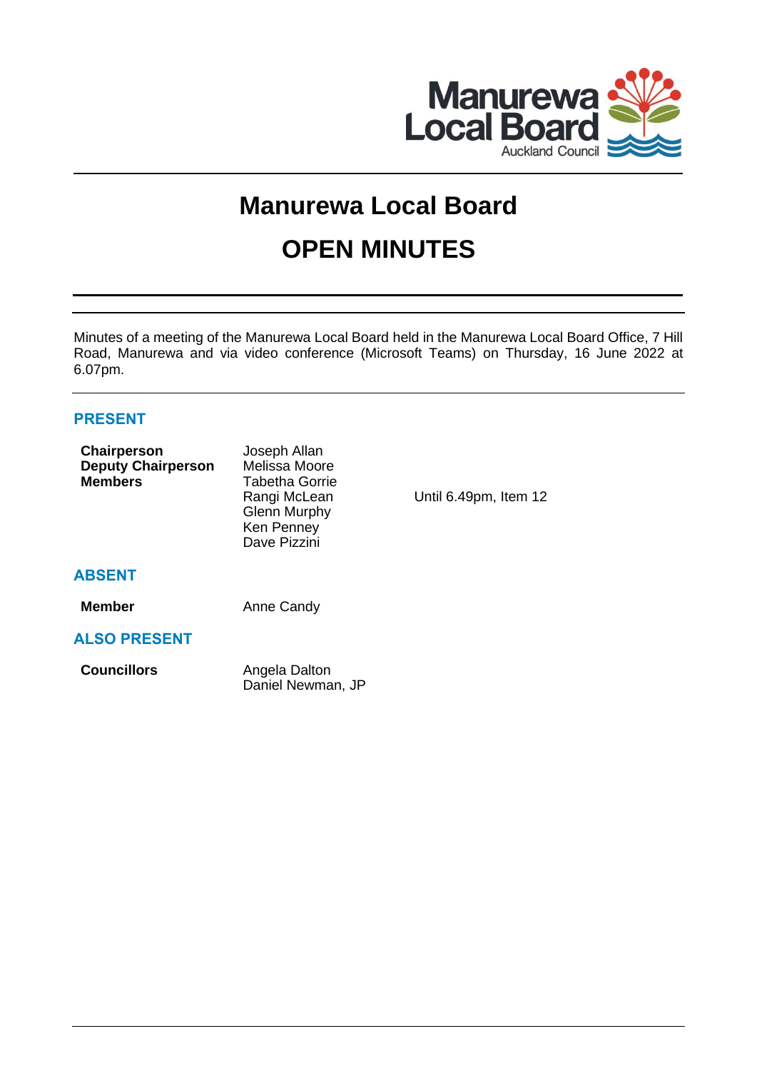# Manurewa Local Board

# OPEN MINUTES

Minutes of a meeting of the Manurewa Local Board held in the Manurewa Local Board Office, 7 Hill Road, Manurewa and via video conference (Microsoft Teams) on Thursday, 16 June 2022 at 6.07pm.

## PRESENT

| | | |
|---|---|---|
| **Chairperson** | Joseph Allan | |
| **Deputy Chairperson** | Melissa Moore | |
| **Members** | Tabetha Gorrie | |
| | Rangi McLean | Until 6.49pm, Item 12 |
| | Glenn Murphy | |
| | Ken Penney | |
| | Dave Pizzini | |

## ABSENT

| | |
|---|---|
| **Member** | Anne Candy |

## ALSO PRESENT

| | |
|---|---|
| **Councillors** | Angela Dalton |
| | Daniel Newman, JP |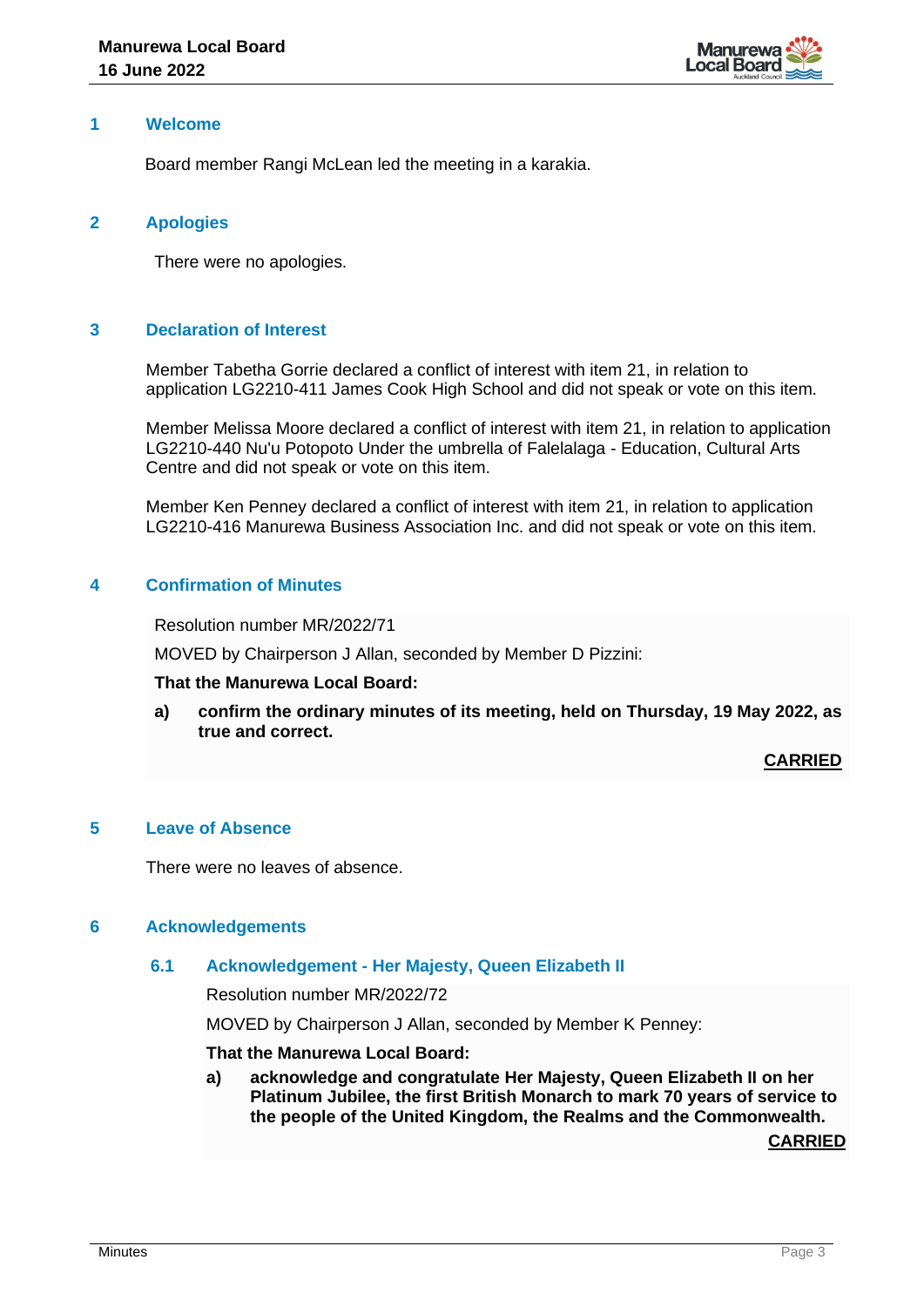## 1 Welcome

Board member Rangi McLean led the meeting in a karakia.

## 2 Apologies

There were no apologies.

## 3 Declaration of Interest

Member Tabetha Gorrie declared a conflict of interest with item 21, in relation to application LG2210-411 James Cook High School and did not speak or vote on this item.

Member Melissa Moore declared a conflict of interest with item 21, in relation to application LG2210-440 Nu'u Potopoto Under the umbrella of Falelalaga - Education, Cultural Arts Centre and did not speak or vote on this item.

Member Ken Penney declared a conflict of interest with item 21, in relation to application LG2210-416 Manurewa Business Association Inc. and did not speak or vote on this item.

## 4 Confirmation of Minutes

Resolution number MR/2022/71

MOVED by Chairperson J Allan, seconded by Member D Pizzini:

**That the Manurewa Local Board:**

**a) confirm the ordinary minutes of its meeting, held on Thursday, 19 May 2022, as true and correct.**

**CARRIED**

## 5 Leave of Absence

There were no leaves of absence.

## 6 Acknowledgements

### 6.1 Acknowledgement - Her Majesty, Queen Elizabeth II

Resolution number MR/2022/72

MOVED by Chairperson J Allan, seconded by Member K Penney:

**That the Manurewa Local Board:**

**a) acknowledge and congratulate Her Majesty, Queen Elizabeth II on her Platinum Jubilee, the first British Monarch to mark 70 years of service to the people of the United Kingdom, the Realms and the Commonwealth.**

**CARRIED**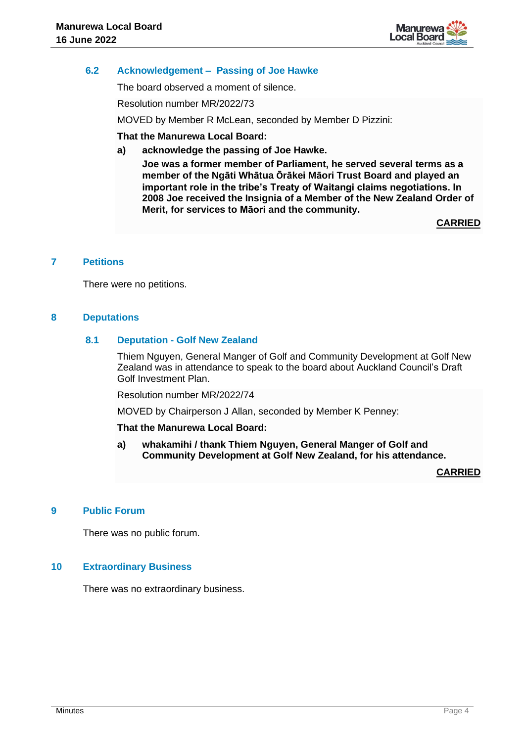### 6.2 Acknowledgement – Passing of Joe Hawke

The board observed a moment of silence.

Resolution number MR/2022/73

MOVED by Member R McLean, seconded by Member D Pizzini:

**That the Manurewa Local Board:**

**a) acknowledge the passing of Joe Hawke.**

**Joe was a former member of Parliament, he served several terms as a member of the Ngāti Whātua Ōrākei Māori Trust Board and played an important role in the tribe's Treaty of Waitangi claims negotiations. In 2008 Joe received the Insignia of a Member of the New Zealand Order of Merit, for services to Māori and the community.**

**CARRIED**

## 7 Petitions

There were no petitions.

## 8 Deputations

### 8.1 Deputation - Golf New Zealand

Thiem Nguyen, General Manger of Golf and Community Development at Golf New Zealand was in attendance to speak to the board about Auckland Council's Draft Golf Investment Plan.

Resolution number MR/2022/74

MOVED by Chairperson J Allan, seconded by Member K Penney:

**That the Manurewa Local Board:**

**a) whakamihi / thank Thiem Nguyen, General Manger of Golf and Community Development at Golf New Zealand, for his attendance.**

**CARRIED**

## 9 Public Forum

There was no public forum.

## 10 Extraordinary Business

There was no extraordinary business.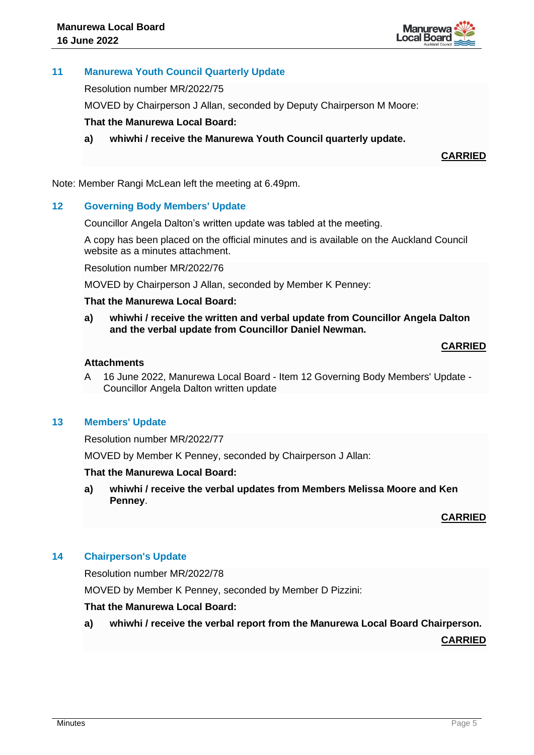## 11 Manurewa Youth Council Quarterly Update

Resolution number MR/2022/75

MOVED by Chairperson J Allan, seconded by Deputy Chairperson M Moore:

**That the Manurewa Local Board:**

**a) whiwhi / receive the Manurewa Youth Council quarterly update.**

**CARRIED**

Note: Member Rangi McLean left the meeting at 6.49pm.

## 12 Governing Body Members' Update

Councillor Angela Dalton's written update was tabled at the meeting.

A copy has been placed on the official minutes and is available on the Auckland Council website as a minutes attachment.

Resolution number MR/2022/76

MOVED by Chairperson J Allan, seconded by Member K Penney:

**That the Manurewa Local Board:**

**a) whiwhi / receive the written and verbal update from Councillor Angela Dalton and the verbal update from Councillor Daniel Newman.**

**CARRIED**

**Attachments**

A 16 June 2022, Manurewa Local Board - Item 12 Governing Body Members' Update - Councillor Angela Dalton written update

## 13 Members' Update

Resolution number MR/2022/77

MOVED by Member K Penney, seconded by Chairperson J Allan:

**That the Manurewa Local Board:**

**a) whiwhi / receive the verbal updates from Members Melissa Moore and Ken Penney**.

**CARRIED**

## 14 Chairperson's Update

Resolution number MR/2022/78

MOVED by Member K Penney, seconded by Member D Pizzini:

**That the Manurewa Local Board:**

**a) whiwhi / receive the verbal report from the Manurewa Local Board Chairperson.**

**CARRIED**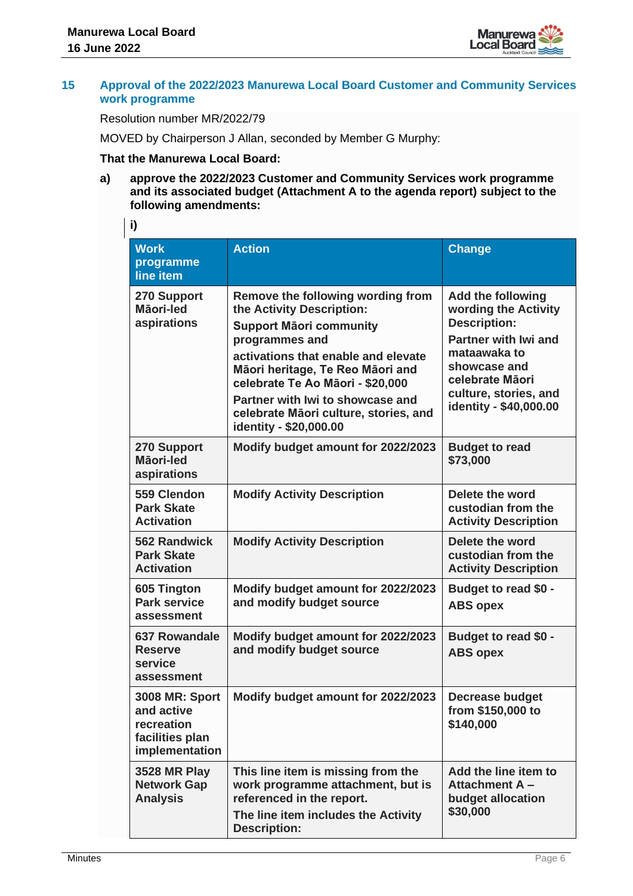## 15 Approval of the 2022/2023 Manurewa Local Board Customer and Community Services work programme

Resolution number MR/2022/79

MOVED by Chairperson J Allan, seconded by Member G Murphy:

**That the Manurewa Local Board:**

**a) approve the 2022/2023 Customer and Community Services work programme and its associated budget (Attachment A to the agenda report) subject to the following amendments:**

**i)**

| Work programme line item | Action | Change |
|---|---|---|
| **270 Support Māori-led aspirations** | **Remove the following wording from the Activity Description:** <br> **Support Māori community programmes and** <br> **activations that enable and elevate Māori heritage, Te Reo Māori and celebrate Te Ao Māori - $20,000** <br> **Partner with Iwi to showcase and celebrate Māori culture, stories, and identity - $20,000.00** | **Add the following wording the Activity Description:** <br> **Partner with Iwi and mataawaka to showcase and celebrate Māori culture, stories, and identity - $40,000.00** |
| **270 Support Māori-led aspirations** | **Modify budget amount for 2022/2023** | **Budget to read $73,000** |
| **559 Clendon Park Skate Activation** | **Modify Activity Description** | **Delete the word custodian from the Activity Description** |
| **562 Randwick Park Skate Activation** | **Modify Activity Description** | **Delete the word custodian from the Activity Description** |
| **605 Tington Park service assessment** | **Modify budget amount for 2022/2023 and modify budget source** | **Budget to read $0 - ABS opex** |
| **637 Rowandale Reserve service assessment** | **Modify budget amount for 2022/2023 and modify budget source** | **Budget to read $0 - ABS opex** |
| **3008 MR: Sport and active recreation facilities plan implementation** | **Modify budget amount for 2022/2023** | **Decrease budget from $150,000 to $140,000** |
| **3528 MR Play Network Gap Analysis** | **This line item is missing from the work programme attachment, but is referenced in the report.** <br> **The line item includes the Activity Description:** | **Add the line item to Attachment A – budget allocation $30,000** |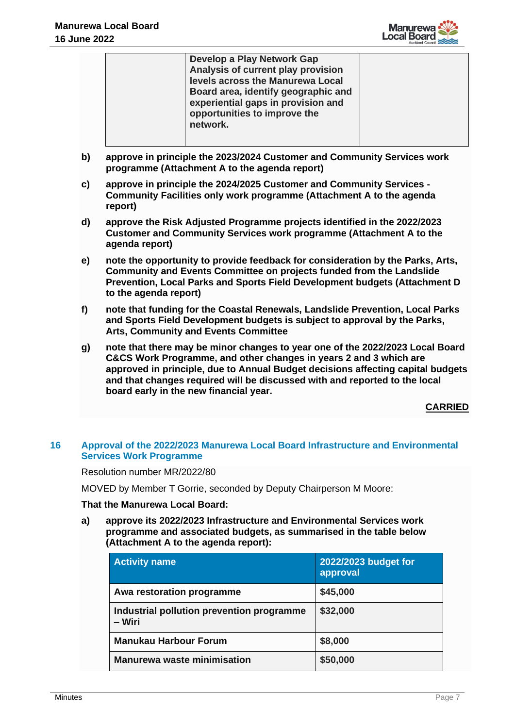| | **Develop a Play Network Gap Analysis of current play provision levels across the Manurewa Local Board area, identify geographic and experiential gaps in provision and opportunities to improve the network.** | |
|---|---|---|

b) **approve in principle the 2023/2024 Customer and Community Services work programme (Attachment A to the agenda report)**

c) **approve in principle the 2024/2025 Customer and Community Services - Community Facilities only work programme (Attachment A to the agenda report)**

d) **approve the Risk Adjusted Programme projects identified in the 2022/2023 Customer and Community Services work programme (Attachment A to the agenda report)**

e) **note the opportunity to provide feedback for consideration by the Parks, Arts, Community and Events Committee on projects funded from the Landslide Prevention, Local Parks and Sports Field Development budgets (Attachment D to the agenda report)**

f) **note that funding for the Coastal Renewals, Landslide Prevention, Local Parks and Sports Field Development budgets is subject to approval by the Parks, Arts, Community and Events Committee**

g) **note that there may be minor changes to year one of the 2022/2023 Local Board C&CS Work Programme, and other changes in years 2 and 3 which are approved in principle, due to Annual Budget decisions affecting capital budgets and that changes required will be discussed with and reported to the local board early in the new financial year.**

**CARRIED**

## 16 Approval of the 2022/2023 Manurewa Local Board Infrastructure and Environmental Services Work Programme

Resolution number MR/2022/80

MOVED by Member T Gorrie, seconded by Deputy Chairperson M Moore:

**That the Manurewa Local Board:**

a) **approve its 2022/2023 Infrastructure and Environmental Services work programme and associated budgets, as summarised in the table below (Attachment A to the agenda report):**

| Activity name | 2022/2023 budget for approval |
|---|---|
| **Awa restoration programme** | **$45,000** |
| **Industrial pollution prevention programme – Wiri** | **$32,000** |
| **Manukau Harbour Forum** | **$8,000** |
| **Manurewa waste minimisation** | **$50,000** |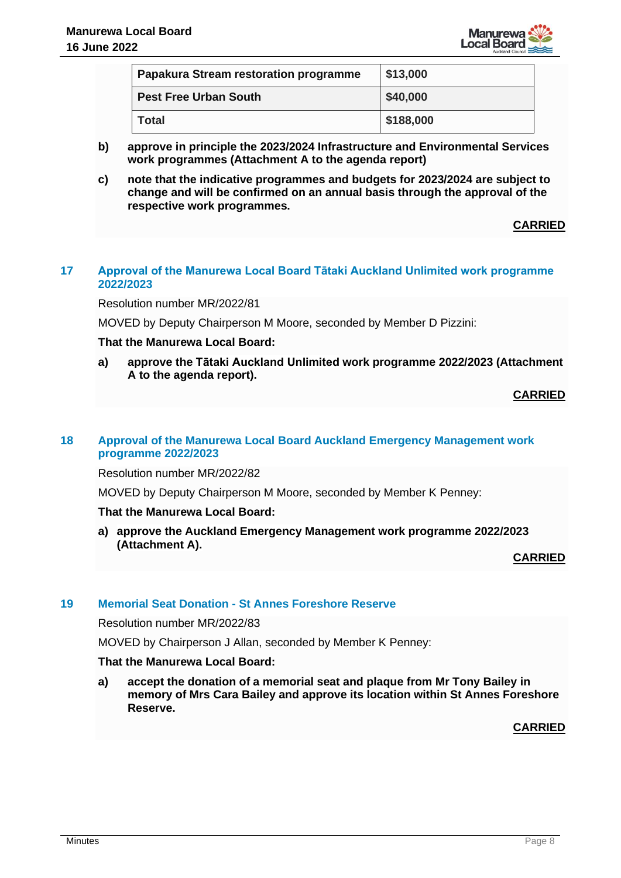| Papakura Stream restoration programme | $13,000 |
| --- | --- |
| Pest Free Urban South | $40,000 |
| Total | $188,000 |

b) **approve in principle the 2023/2024 Infrastructure and Environmental Services work programmes (Attachment A to the agenda report)**

c) **note that the indicative programmes and budgets for 2023/2024 are subject to change and will be confirmed on an annual basis through the approval of the respective work programmes.**

**CARRIED**

## 17 Approval of the Manurewa Local Board Tātaki Auckland Unlimited work programme 2022/2023

Resolution number MR/2022/81

MOVED by Deputy Chairperson M Moore, seconded by Member D Pizzini:

**That the Manurewa Local Board:**

a) **approve the Tātaki Auckland Unlimited work programme 2022/2023 (Attachment A to the agenda report).**

**CARRIED**

## 18 Approval of the Manurewa Local Board Auckland Emergency Management work programme 2022/2023

Resolution number MR/2022/82

MOVED by Deputy Chairperson M Moore, seconded by Member K Penney:

**That the Manurewa Local Board:**

a) **approve the Auckland Emergency Management work programme 2022/2023 (Attachment A).**

**CARRIED**

## 19 Memorial Seat Donation - St Annes Foreshore Reserve

Resolution number MR/2022/83

MOVED by Chairperson J Allan, seconded by Member K Penney:

**That the Manurewa Local Board:**

a) **accept the donation of a memorial seat and plaque from Mr Tony Bailey in memory of Mrs Cara Bailey and approve its location within St Annes Foreshore Reserve.**

**CARRIED**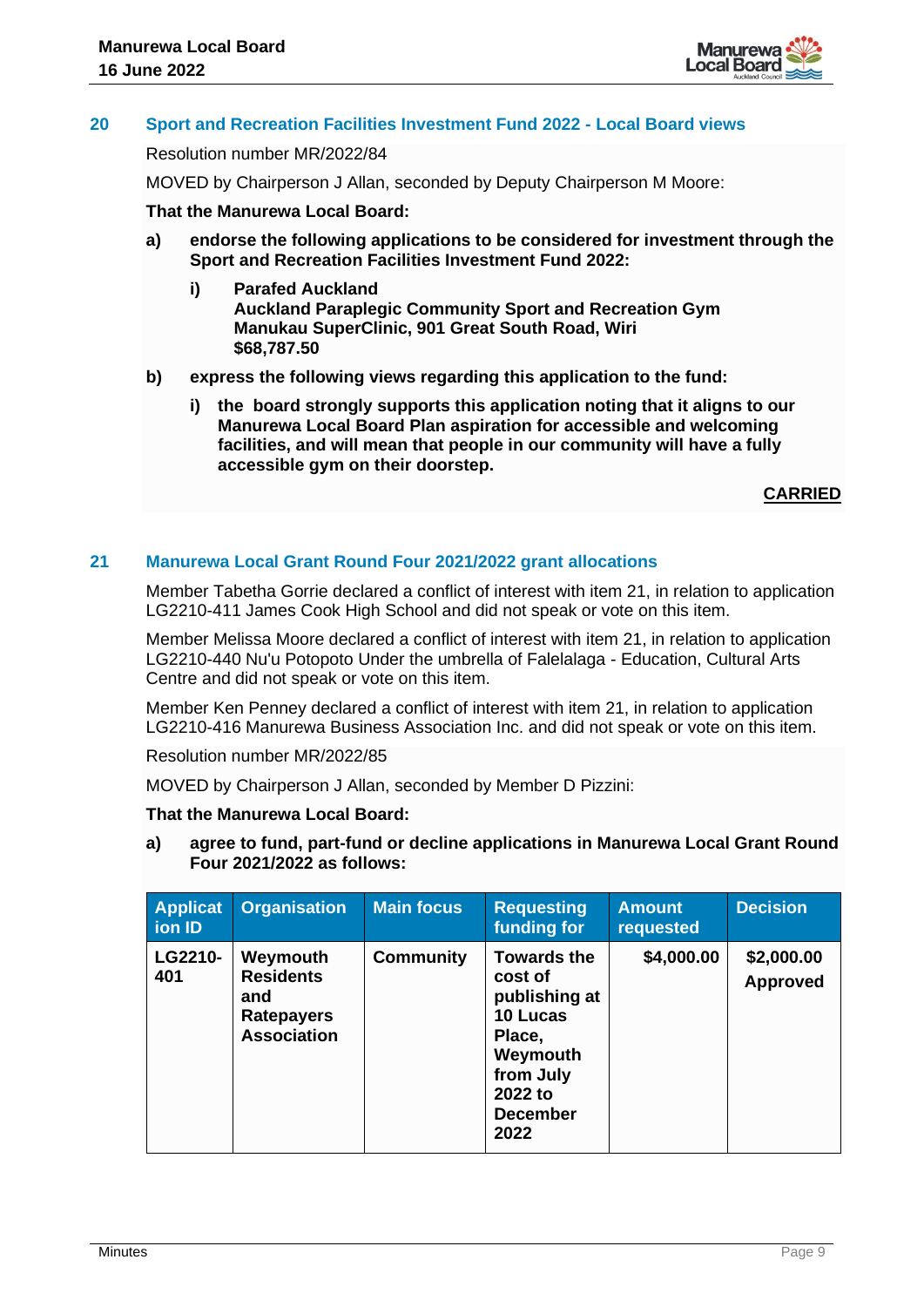## 20 Sport and Recreation Facilities Investment Fund 2022 - Local Board views

Resolution number MR/2022/84

MOVED by Chairperson J Allan, seconded by Deputy Chairperson M Moore:

**That the Manurewa Local Board:**

**a) endorse the following applications to be considered for investment through the Sport and Recreation Facilities Investment Fund 2022:**

**i) Parafed Auckland**
**Auckland Paraplegic Community Sport and Recreation Gym**
**Manukau SuperClinic, 901 Great South Road, Wiri**
**$68,787.50**

**b) express the following views regarding this application to the fund:**

**i) the board strongly supports this application noting that it aligns to our Manurewa Local Board Plan aspiration for accessible and welcoming facilities, and will mean that people in our community will have a fully accessible gym on their doorstep.**

**CARRIED**

## 21 Manurewa Local Grant Round Four 2021/2022 grant allocations

Member Tabetha Gorrie declared a conflict of interest with item 21, in relation to application LG2210-411 James Cook High School and did not speak or vote on this item.

Member Melissa Moore declared a conflict of interest with item 21, in relation to application LG2210-440 Nu'u Potopoto Under the umbrella of Falelalaga - Education, Cultural Arts Centre and did not speak or vote on this item.

Member Ken Penney declared a conflict of interest with item 21, in relation to application LG2210-416 Manurewa Business Association Inc. and did not speak or vote on this item.

Resolution number MR/2022/85

MOVED by Chairperson J Allan, seconded by Member D Pizzini:

**That the Manurewa Local Board:**

**a) agree to fund, part-fund or decline applications in Manurewa Local Grant Round Four 2021/2022 as follows:**

| Application ID | Organisation | Main focus | Requesting funding for | Amount requested | Decision |
|---|---|---|---|---|---|
| LG2210-401 | Weymouth Residents and Ratepayers Association | Community | Towards the cost of publishing at 10 Lucas Place, Weymouth from July 2022 to December 2022 | $4,000.00 | $2,000.00 Approved |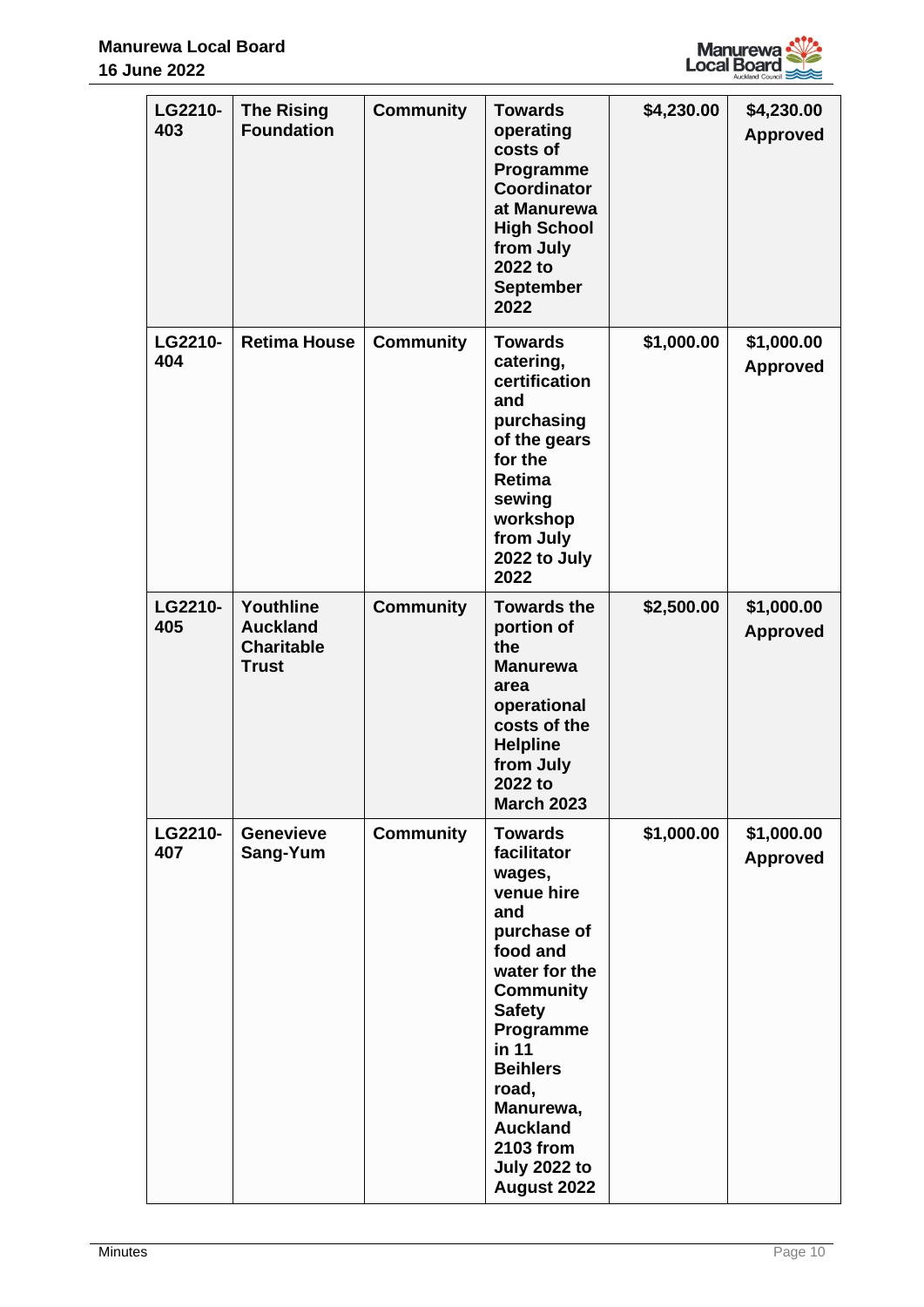| LG2210-403 | The Rising Foundation | Community | Towards operating costs of Programme Coordinator at Manurewa High School from July 2022 to September 2022 | $4,230.00 | $4,230.00 Approved |
|---|---|---|---|---|---|
| LG2210-404 | Retima House | Community | Towards catering, certification and purchasing of the gears for the Retima sewing workshop from July 2022 to July 2022 | $1,000.00 | $1,000.00 Approved |
| LG2210-405 | Youthline Auckland Charitable Trust | Community | Towards the portion of the Manurewa area operational costs of the Helpline from July 2022 to March 2023 | $2,500.00 | $1,000.00 Approved |
| LG2210-407 | Genevieve Sang-Yum | Community | Towards facilitator wages, venue hire and purchase of food and water for the Community Safety Programme in 11 Beihlers road, Manurewa, Auckland 2103 from July 2022 to August 2022 | $1,000.00 | $1,000.00 Approved |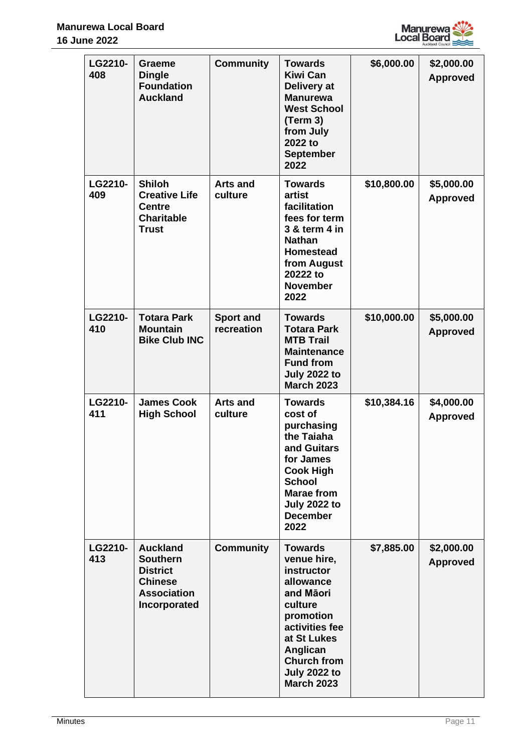| LG2210-408 | Graeme Dingle Foundation Auckland | Community | Towards Kiwi Can Delivery at Manurewa West School (Term 3) from July 2022 to September 2022 | $6,000.00 | $2,000.00 Approved |
|---|---|---|---|---|---|
| LG2210-409 | Shiloh Creative Life Centre Charitable Trust | Arts and culture | Towards artist facilitation fees for term 3 & term 4 in Nathan Homestead from August 20222 to November 2022 | $10,800.00 | $5,000.00 Approved |
| LG2210-410 | Totara Park Mountain Bike Club INC | Sport and recreation | Towards Totara Park MTB Trail Maintenance Fund from July 2022 to March 2023 | $10,000.00 | $5,000.00 Approved |
| LG2210-411 | James Cook High School | Arts and culture | Towards cost of purchasing the Taiaha and Guitars for James Cook High School Marae from July 2022 to December 2022 | $10,384.16 | $4,000.00 Approved |
| LG2210-413 | Auckland Southern District Chinese Association Incorporated | Community | Towards venue hire, instructor allowance and Māori culture promotion activities fee at St Lukes Anglican Church from July 2022 to March 2023 | $7,885.00 | $2,000.00 Approved |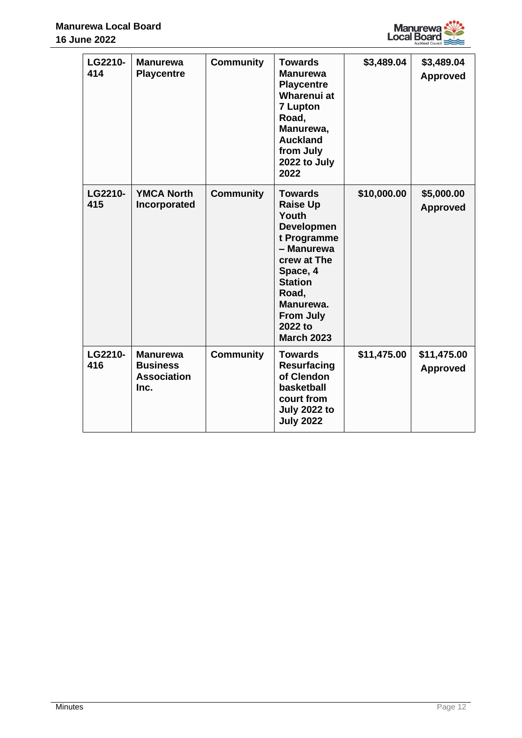| | | | | | |
|---|---|---|---|---|---|
| **LG2210-414** | **Manurewa Playcentre** | **Community** | **Towards Manurewa Playcentre Wharenui at 7 Lupton Road, Manurewa, Auckland from July 2022 to July 2022** | **$3,489.04** | **$3,489.04 Approved** |
| **LG2210-415** | **YMCA North Incorporated** | **Community** | **Towards Raise Up Youth Development Programme – Manurewa crew at The Space, 4 Station Road, Manurewa. From July 2022 to March 2023** | **$10,000.00** | **$5,000.00 Approved** |
| **LG2210-416** | **Manurewa Business Association Inc.** | **Community** | **Towards Resurfacing of Clendon basketball court from July 2022 to July 2022** | **$11,475.00** | **$11,475.00 Approved** |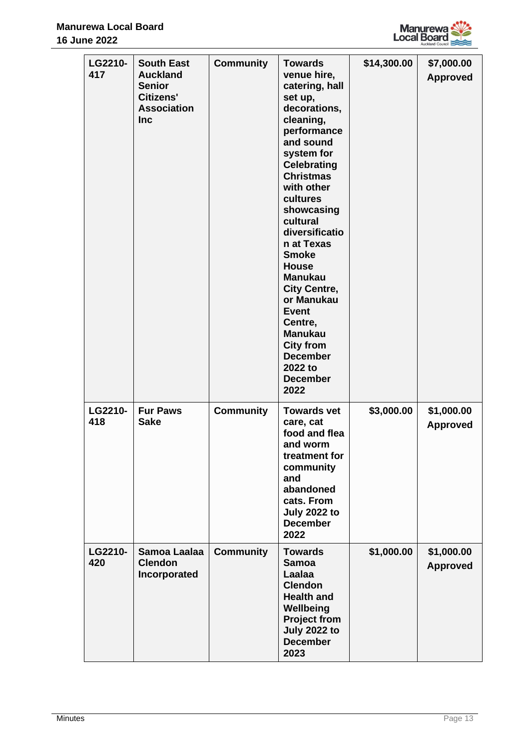| | | | | | |
|---|---|---|---|---|---|
| **LG2210-417** | **South East Auckland Senior Citizens' Association Inc** | **Community** | **Towards venue hire, catering, hall set up, decorations, cleaning, performance and sound system for Celebrating Christmas with other cultures showcasing cultural diversification at Texas Smoke House Manukau City Centre, or Manukau Event Centre, Manukau City from December 2022 to December 2022** | **$14,300.00** | **$7,000.00 Approved** |
| **LG2210-418** | **Fur Paws Sake** | **Community** | **Towards vet care, cat food and flea and worm treatment for community and abandoned cats. From July 2022 to December 2022** | **$3,000.00** | **$1,000.00 Approved** |
| **LG2210-420** | **Samoa Laalaa Clendon Incorporated** | **Community** | **Towards Samoa Laalaa Clendon Health and Wellbeing Project from July 2022 to December 2023** | **$1,000.00** | **$1,000.00 Approved** |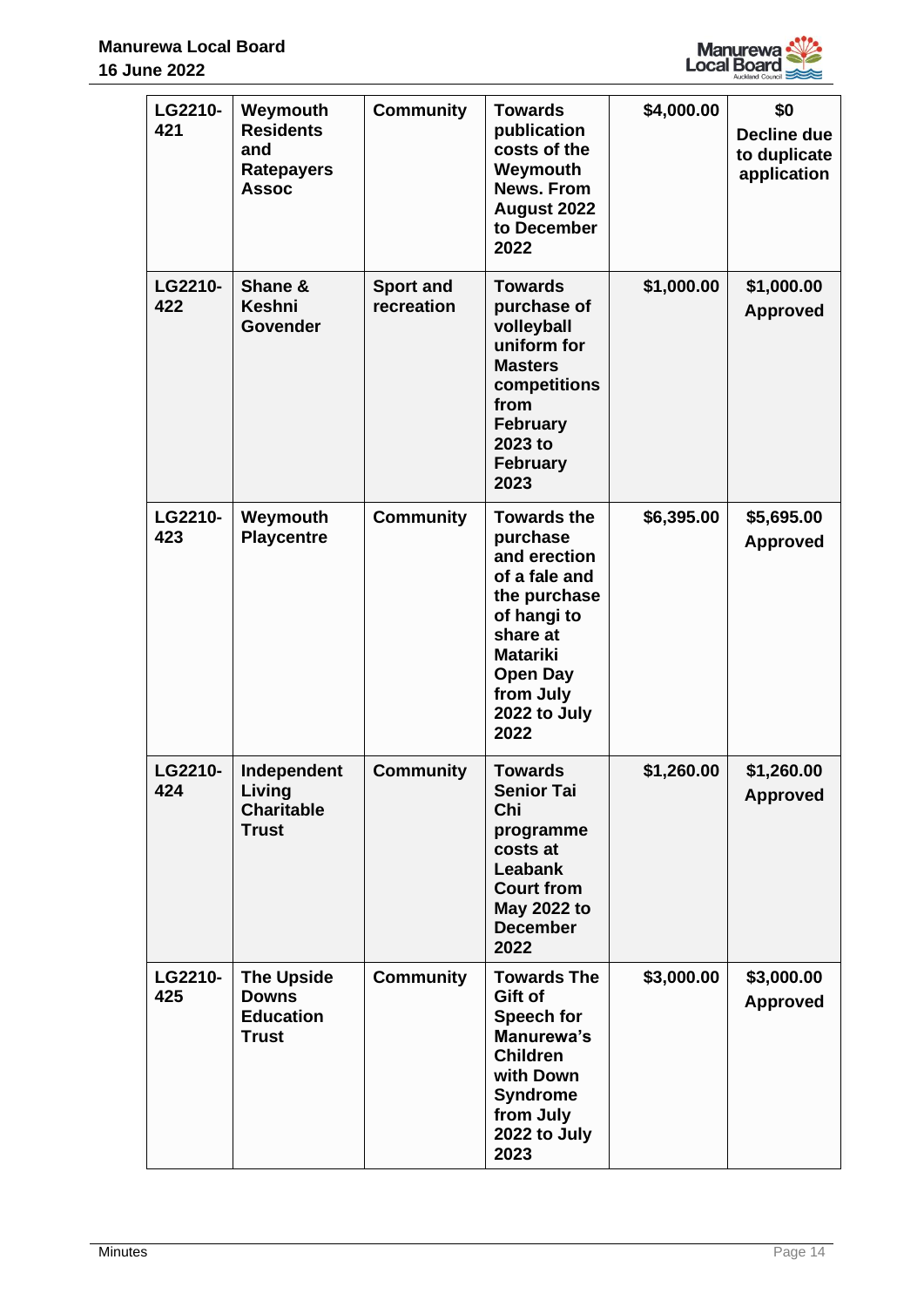| LG2210-421 | Weymouth Residents and Ratepayers Assoc | Community | Towards publication costs of the Weymouth News. From August 2022 to December 2022 | $4,000.00 | $0 Decline due to duplicate application |
|---|---|---|---|---|---|
| LG2210-422 | Shane & Keshni Govender | Sport and recreation | Towards purchase of volleyball uniform for Masters competitions from February 2023 to February 2023 | $1,000.00 | $1,000.00 Approved |
| LG2210-423 | Weymouth Playcentre | Community | Towards the purchase and erection of a fale and the purchase of hangi to share at Matariki Open Day from July 2022 to July 2022 | $6,395.00 | $5,695.00 Approved |
| LG2210-424 | Independent Living Charitable Trust | Community | Towards Senior Tai Chi programme costs at Leabank Court from May 2022 to December 2022 | $1,260.00 | $1,260.00 Approved |
| LG2210-425 | The Upside Downs Education Trust | Community | Towards The Gift of Speech for Manurewa's Children with Down Syndrome from July 2022 to July 2023 | $3,000.00 | $3,000.00 Approved |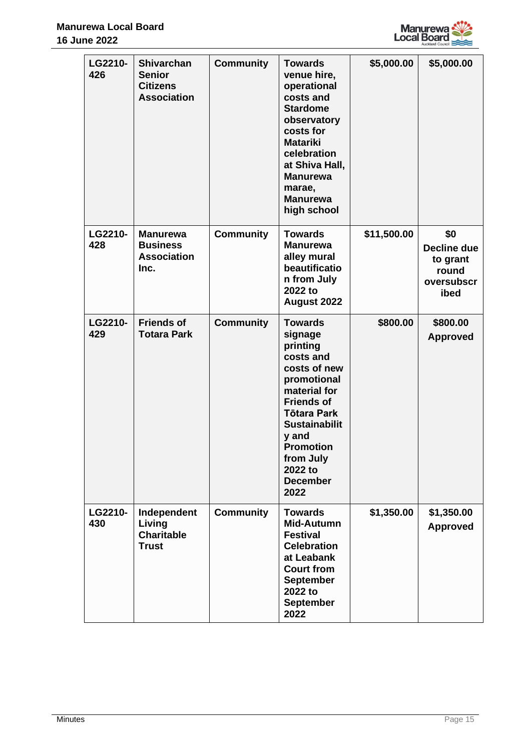| LG2210-426 | Shivarchan Senior Citizens Association | Community | Towards venue hire, operational costs and Stardome observatory costs for Matariki celebration at Shiva Hall, Manurewa marae, Manurewa high school | $5,000.00 | $5,000.00 |
|---|---|---|---|---|---|
| LG2210-428 | Manurewa Business Association Inc. | Community | Towards Manurewa alley mural beautification from July 2022 to August 2022 | $11,500.00 | $0 Decline due to grant round oversubscribed |
| LG2210-429 | Friends of Totara Park | Community | Towards signage printing costs and costs of new promotional material for Friends of Tōtara Park Sustainability and Promotion from July 2022 to December 2022 | $800.00 | $800.00 Approved |
| LG2210-430 | Independent Living Charitable Trust | Community | Towards Mid-Autumn Festival Celebration at Leabank Court from September 2022 to September 2022 | $1,350.00 | $1,350.00 Approved |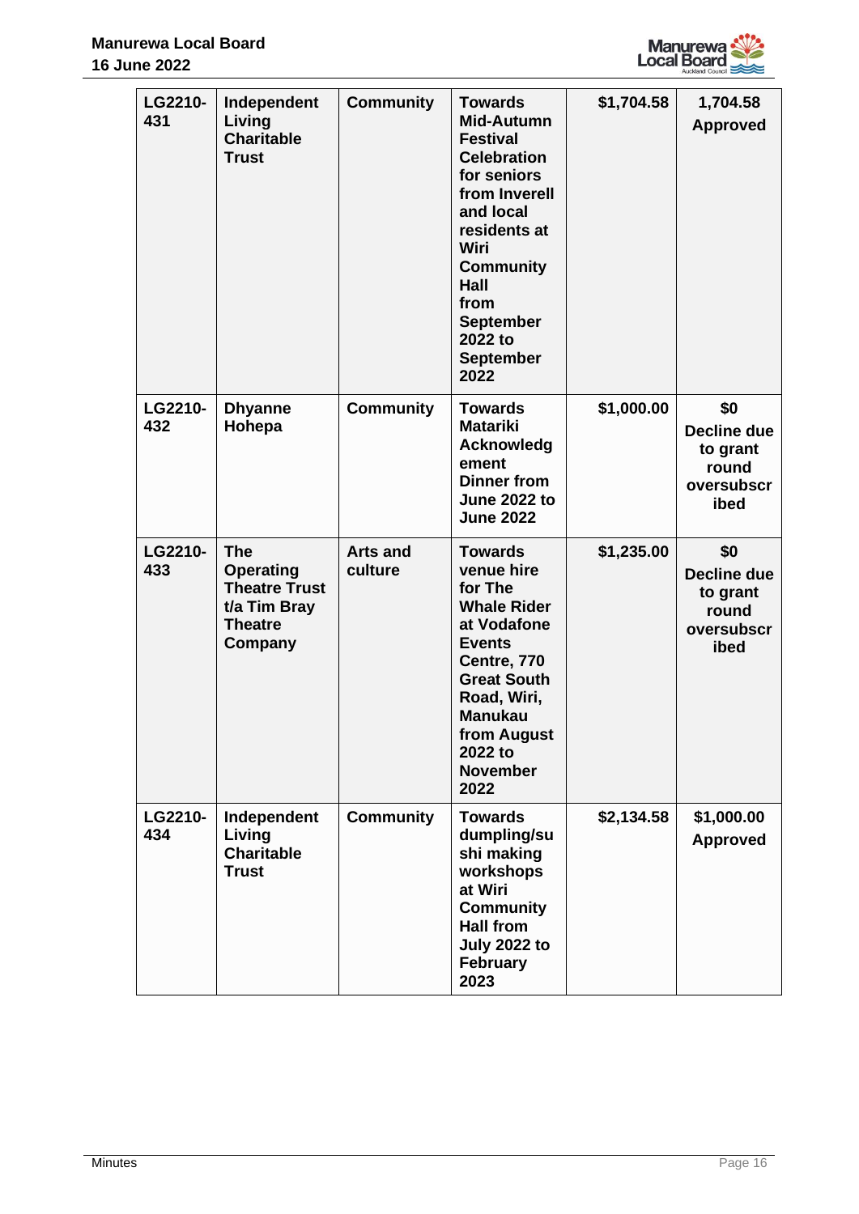| LG2210-431 | Independent Living Charitable Trust | Community | Towards Mid-Autumn Festival Celebration for seniors from Inverell and local residents at Wiri Community Hall from September 2022 to September 2022 | $1,704.58 | 1,704.58 Approved |
|---|---|---|---|---|---|
| LG2210-432 | Dhyanne Hohepa | Community | Towards Matariki Acknowledgement Dinner from June 2022 to June 2022 | $1,000.00 | $0 Decline due to grant round oversubscribed |
| LG2210-433 | The Operating Theatre Trust t/a Tim Bray Theatre Company | Arts and culture | Towards venue hire for The Whale Rider at Vodafone Events Centre, 770 Great South Road, Wiri, Manukau from August 2022 to November 2022 | $1,235.00 | $0 Decline due to grant round oversubscribed |
| LG2210-434 | Independent Living Charitable Trust | Community | Towards dumpling/sushi making workshops at Wiri Community Hall from July 2022 to February 2023 | $2,134.58 | $1,000.00 Approved |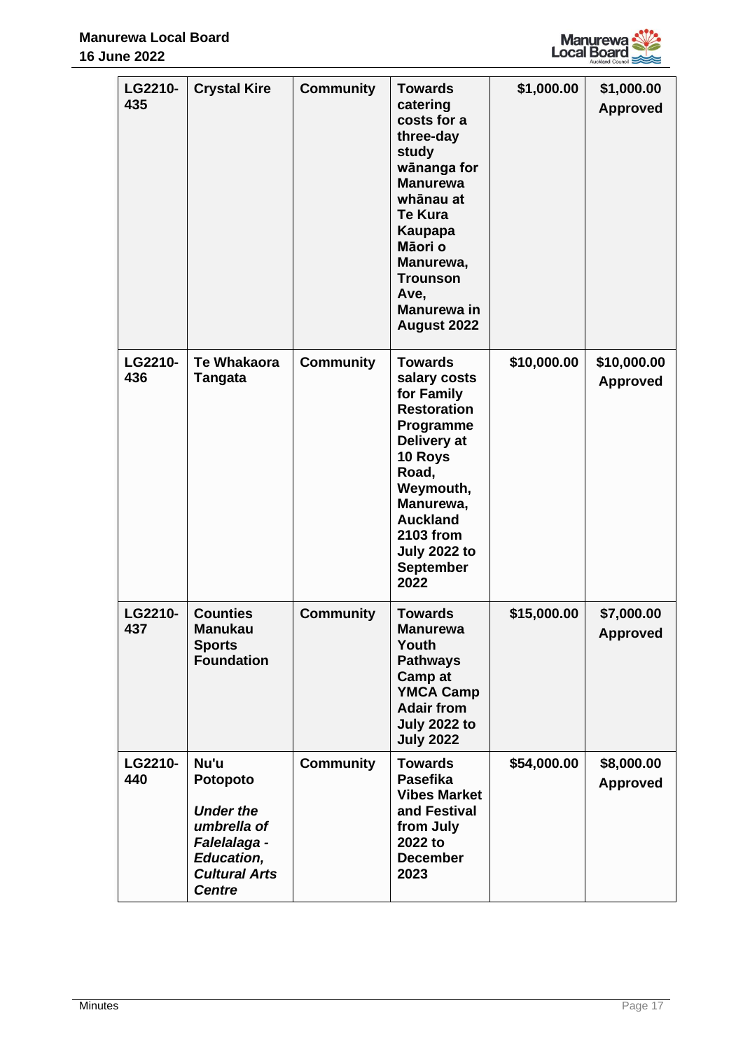| LG2210-435 | Crystal Kire | Community | Towards catering costs for a three-day study wānanga for Manurewa whānau at Te Kura Kaupapa Māori o Manurewa, Trounson Ave, Manurewa in August 2022 | $1,000.00 | $1,000.00 Approved |
|---|---|---|---|---|---|
| LG2210-436 | Te Whakaora Tangata | Community | Towards salary costs for Family Restoration Programme Delivery at 10 Roys Road, Weymouth, Manurewa, Auckland 2103 from July 2022 to September 2022 | $10,000.00 | $10,000.00 Approved |
| LG2210-437 | Counties Manukau Sports Foundation | Community | Towards Manurewa Youth Pathways Camp at YMCA Camp Adair from July 2022 to July 2022 | $15,000.00 | $7,000.00 Approved |
| LG2210-440 | Nu'u Potopoto *Under the umbrella of Falelalaga - Education, Cultural Arts Centre* | Community | Towards Pasefika Vibes Market and Festival from July 2022 to December 2023 | $54,000.00 | $8,000.00 Approved |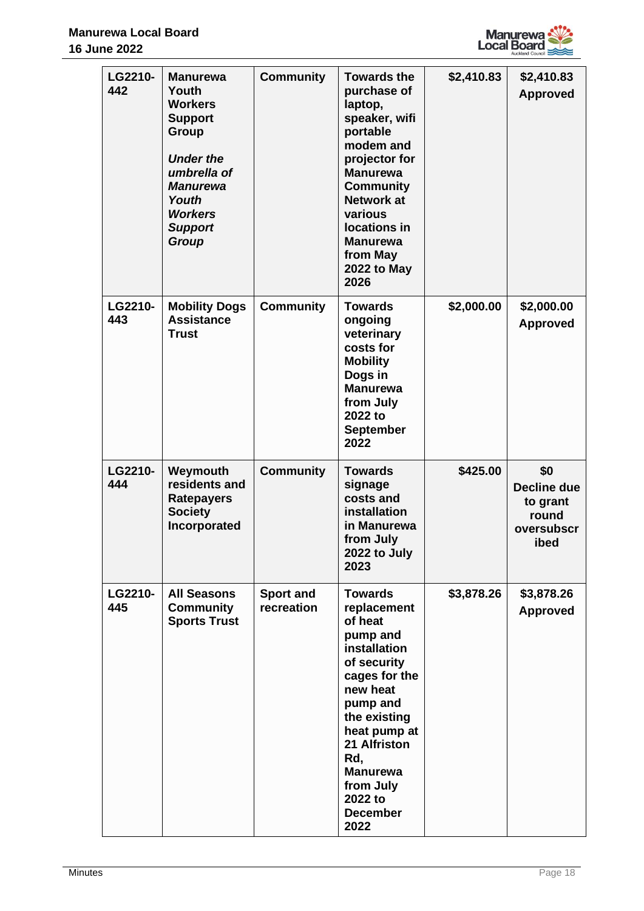| LG2210-442 | **Manurewa Youth Workers Support Group**<br><br>***Under the umbrella of Manurewa Youth Workers Support Group*** | **Community** | **Towards the purchase of laptop, speaker, wifi portable modem and projector for Manurewa Community Network at various locations in Manurewa from May 2022 to May 2026** | **$2,410.83** | **$2,410.83 Approved** |
|---|---|---|---|---|---|
| **LG2210-443** | **Mobility Dogs Assistance Trust** | **Community** | **Towards ongoing veterinary costs for Mobility Dogs in Manurewa from July 2022 to September 2022** | **$2,000.00** | **$2,000.00 Approved** |
| **LG2210-444** | **Weymouth residents and Ratepayers Society Incorporated** | **Community** | **Towards signage costs and installation in Manurewa from July 2022 to July 2023** | **$425.00** | **$0 Decline due to grant round oversubscribed** |
| **LG2210-445** | **All Seasons Community Sports Trust** | **Sport and recreation** | **Towards replacement of heat pump and installation of security cages for the new heat pump and the existing heat pump at 21 Alfriston Rd, Manurewa from July 2022 to December 2022** | **$3,878.26** | **$3,878.26 Approved** |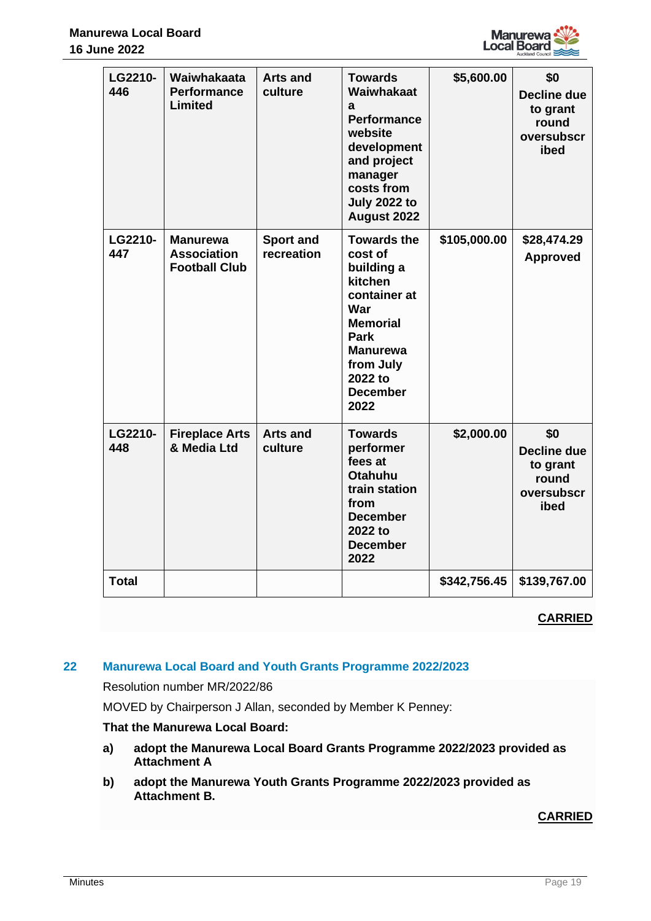| | | | | | |
|---|---|---|---|---|---|
| LG2210-446 | Waiwhakaata Performance Limited | Arts and culture | Towards Waiwhakaata Performance website development and project manager costs from July 2022 to August 2022 | $5,600.00 | $0 Decline due to grant round oversubscribed |
| LG2210-447 | Manurewa Association Football Club | Sport and recreation | Towards the cost of building a kitchen container at War Memorial Park Manurewa from July 2022 to December 2022 | $105,000.00 | $28,474.29 Approved |
| LG2210-448 | Fireplace Arts & Media Ltd | Arts and culture | Towards performer fees at Otahuhu train station from December 2022 to December 2022 | $2,000.00 | $0 Decline due to grant round oversubscribed |
| **Total** | | | | **$342,756.45** | **$139,767.00** |

**CARRIED**

## 22 Manurewa Local Board and Youth Grants Programme 2022/2023

Resolution number MR/2022/86

MOVED by Chairperson J Allan, seconded by Member K Penney:

**That the Manurewa Local Board:**

a) **adopt the Manurewa Local Board Grants Programme 2022/2023 provided as Attachment A**

b) **adopt the Manurewa Youth Grants Programme 2022/2023 provided as Attachment B.**

**CARRIED**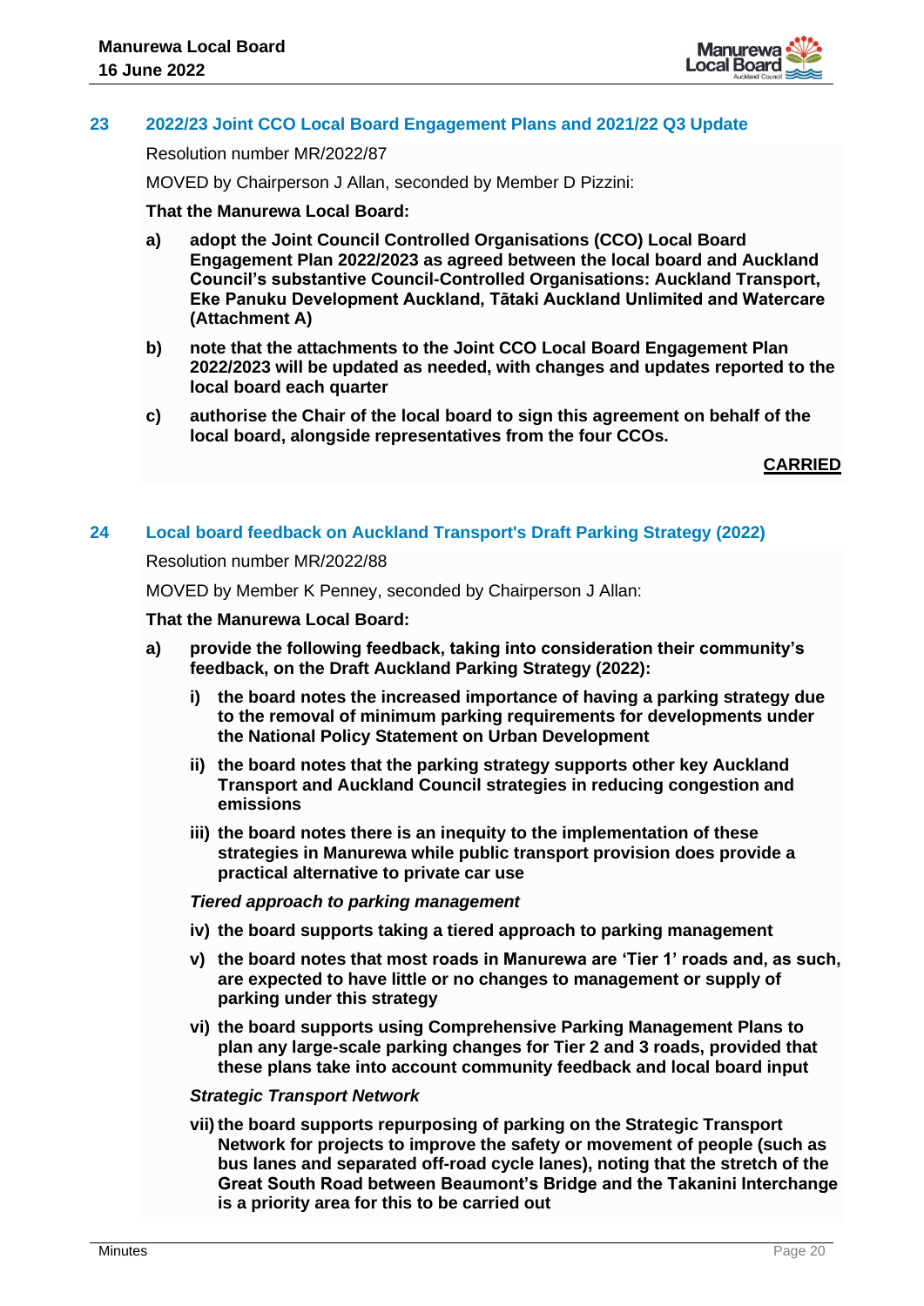## 23 2022/23 Joint CCO Local Board Engagement Plans and 2021/22 Q3 Update

Resolution number MR/2022/87

MOVED by Chairperson J Allan, seconded by Member D Pizzini:

**That the Manurewa Local Board:**

**a) adopt the Joint Council Controlled Organisations (CCO) Local Board Engagement Plan 2022/2023 as agreed between the local board and Auckland Council's substantive Council-Controlled Organisations: Auckland Transport, Eke Panuku Development Auckland, Tātaki Auckland Unlimited and Watercare (Attachment A)**

**b) note that the attachments to the Joint CCO Local Board Engagement Plan 2022/2023 will be updated as needed, with changes and updates reported to the local board each quarter**

**c) authorise the Chair of the local board to sign this agreement on behalf of the local board, alongside representatives from the four CCOs.**

**CARRIED**

## 24 Local board feedback on Auckland Transport's Draft Parking Strategy (2022)

Resolution number MR/2022/88

MOVED by Member K Penney, seconded by Chairperson J Allan:

**That the Manurewa Local Board:**

**a) provide the following feedback, taking into consideration their community's feedback, on the Draft Auckland Parking Strategy (2022):**

**i) the board notes the increased importance of having a parking strategy due to the removal of minimum parking requirements for developments under the National Policy Statement on Urban Development**

**ii) the board notes that the parking strategy supports other key Auckland Transport and Auckland Council strategies in reducing congestion and emissions**

**iii) the board notes there is an inequity to the implementation of these strategies in Manurewa while public transport provision does provide a practical alternative to private car use**

***Tiered approach to parking management***

**iv) the board supports taking a tiered approach to parking management**

**v) the board notes that most roads in Manurewa are 'Tier 1' roads and, as such, are expected to have little or no changes to management or supply of parking under this strategy**

**vi) the board supports using Comprehensive Parking Management Plans to plan any large-scale parking changes for Tier 2 and 3 roads, provided that these plans take into account community feedback and local board input**

***Strategic Transport Network***

**vii) the board supports repurposing of parking on the Strategic Transport Network for projects to improve the safety or movement of people (such as bus lanes and separated off-road cycle lanes), noting that the stretch of the Great South Road between Beaumont's Bridge and the Takanini Interchange is a priority area for this to be carried out**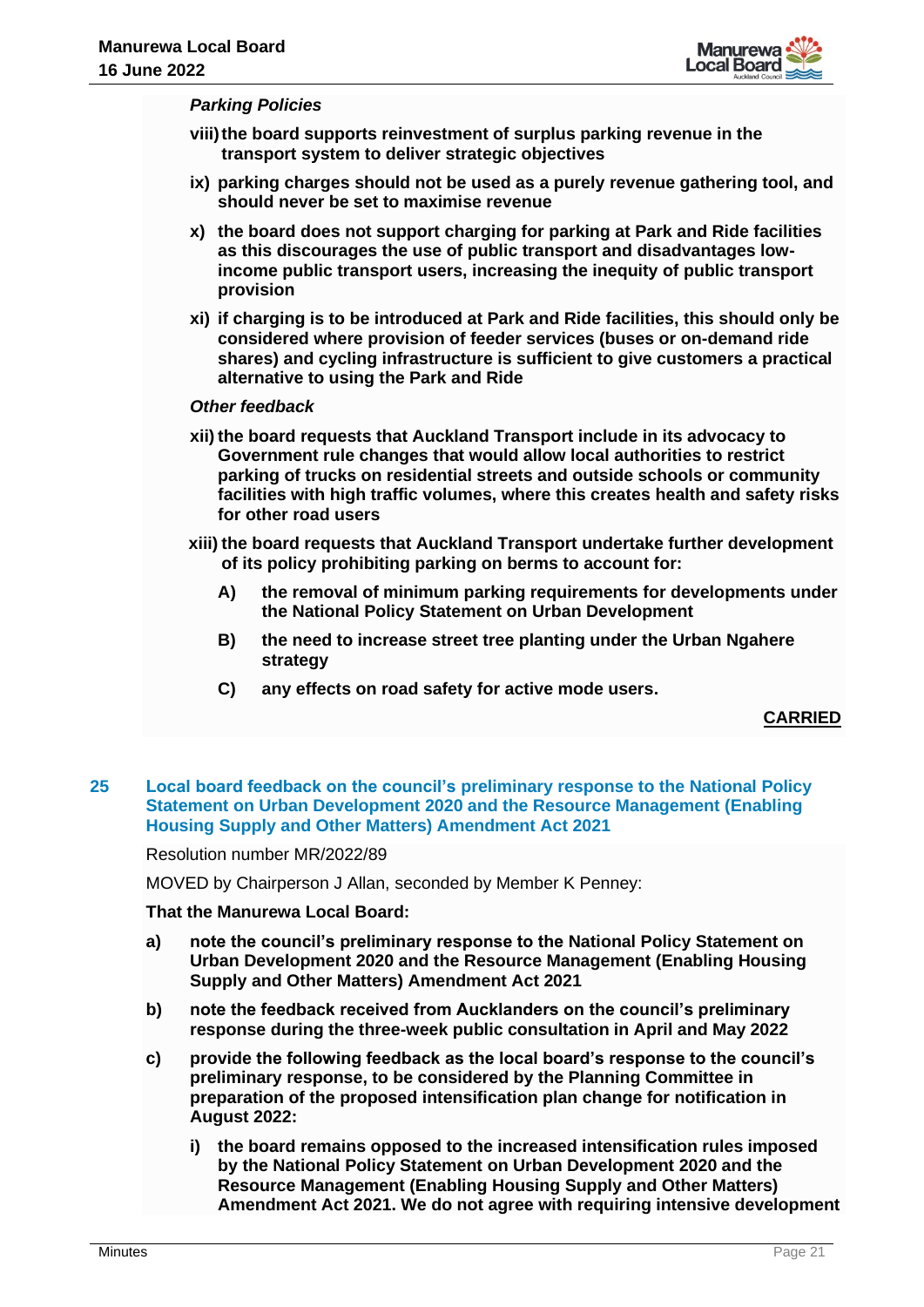*Parking Policies*

viii) **the board supports reinvestment of surplus parking revenue in the transport system to deliver strategic objectives**

ix) **parking charges should not be used as a purely revenue gathering tool, and should never be set to maximise revenue**

x) **the board does not support charging for parking at Park and Ride facilities as this discourages the use of public transport and disadvantages low-income public transport users, increasing the inequity of public transport provision**

xi) **if charging is to be introduced at Park and Ride facilities, this should only be considered where provision of feeder services (buses or on-demand ride shares) and cycling infrastructure is sufficient to give customers a practical alternative to using the Park and Ride**

*Other feedback*

xii) **the board requests that Auckland Transport include in its advocacy to Government rule changes that would allow local authorities to restrict parking of trucks on residential streets and outside schools or community facilities with high traffic volumes, where this creates health and safety risks for other road users**

xiii) **the board requests that Auckland Transport undertake further development of its policy prohibiting parking on berms to account for:**

- **A) the removal of minimum parking requirements for developments under the National Policy Statement on Urban Development**
- **B) the need to increase street tree planting under the Urban Ngahere strategy**
- **C) any effects on road safety for active mode users.**

**CARRIED**

## 25 Local board feedback on the council's preliminary response to the National Policy Statement on Urban Development 2020 and the Resource Management (Enabling Housing Supply and Other Matters) Amendment Act 2021

Resolution number MR/2022/89

MOVED by Chairperson J Allan, seconded by Member K Penney:

**That the Manurewa Local Board:**

a) **note the council's preliminary response to the National Policy Statement on Urban Development 2020 and the Resource Management (Enabling Housing Supply and Other Matters) Amendment Act 2021**

b) **note the feedback received from Aucklanders on the council's preliminary response during the three-week public consultation in April and May 2022**

c) **provide the following feedback as the local board's response to the council's preliminary response, to be considered by the Planning Committee in preparation of the proposed intensification plan change for notification in August 2022:**

   i) **the board remains opposed to the increased intensification rules imposed by the National Policy Statement on Urban Development 2020 and the Resource Management (Enabling Housing Supply and Other Matters) Amendment Act 2021. We do not agree with requiring intensive development**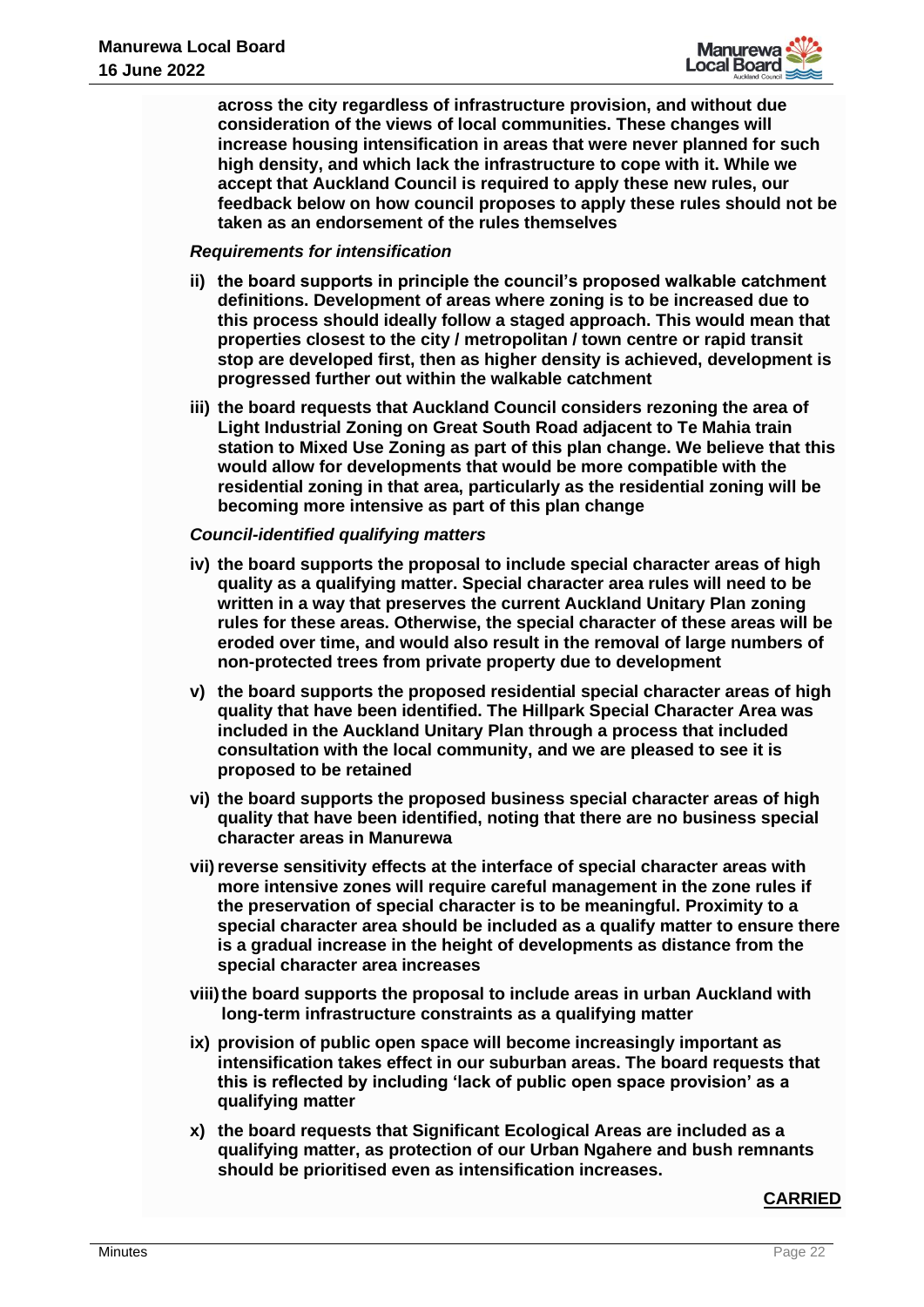**across the city regardless of infrastructure provision, and without due consideration of the views of local communities. These changes will increase housing intensification in areas that were never planned for such high density, and which lack the infrastructure to cope with it. While we accept that Auckland Council is required to apply these new rules, our feedback below on how council proposes to apply these rules should not be taken as an endorsement of the rules themselves**

***Requirements for intensification***

**ii) the board supports in principle the council's proposed walkable catchment definitions. Development of areas where zoning is to be increased due to this process should ideally follow a staged approach. This would mean that properties closest to the city / metropolitan / town centre or rapid transit stop are developed first, then as higher density is achieved, development is progressed further out within the walkable catchment**

**iii) the board requests that Auckland Council considers rezoning the area of Light Industrial Zoning on Great South Road adjacent to Te Mahia train station to Mixed Use Zoning as part of this plan change. We believe that this would allow for developments that would be more compatible with the residential zoning in that area, particularly as the residential zoning will be becoming more intensive as part of this plan change**

***Council-identified qualifying matters***

**iv) the board supports the proposal to include special character areas of high quality as a qualifying matter. Special character area rules will need to be written in a way that preserves the current Auckland Unitary Plan zoning rules for these areas. Otherwise, the special character of these areas will be eroded over time, and would also result in the removal of large numbers of non-protected trees from private property due to development**

**v) the board supports the proposed residential special character areas of high quality that have been identified. The Hillpark Special Character Area was included in the Auckland Unitary Plan through a process that included consultation with the local community, and we are pleased to see it is proposed to be retained**

**vi) the board supports the proposed business special character areas of high quality that have been identified, noting that there are no business special character areas in Manurewa**

**vii) reverse sensitivity effects at the interface of special character areas with more intensive zones will require careful management in the zone rules if the preservation of special character is to be meaningful. Proximity to a special character area should be included as a qualify matter to ensure there is a gradual increase in the height of developments as distance from the special character area increases**

**viii) the board supports the proposal to include areas in urban Auckland with long-term infrastructure constraints as a qualifying matter**

**ix) provision of public open space will become increasingly important as intensification takes effect in our suburban areas. The board requests that this is reflected by including 'lack of public open space provision' as a qualifying matter**

**x) the board requests that Significant Ecological Areas are included as a qualifying matter, as protection of our Urban Ngahere and bush remnants should be prioritised even as intensification increases.**

**CARRIED**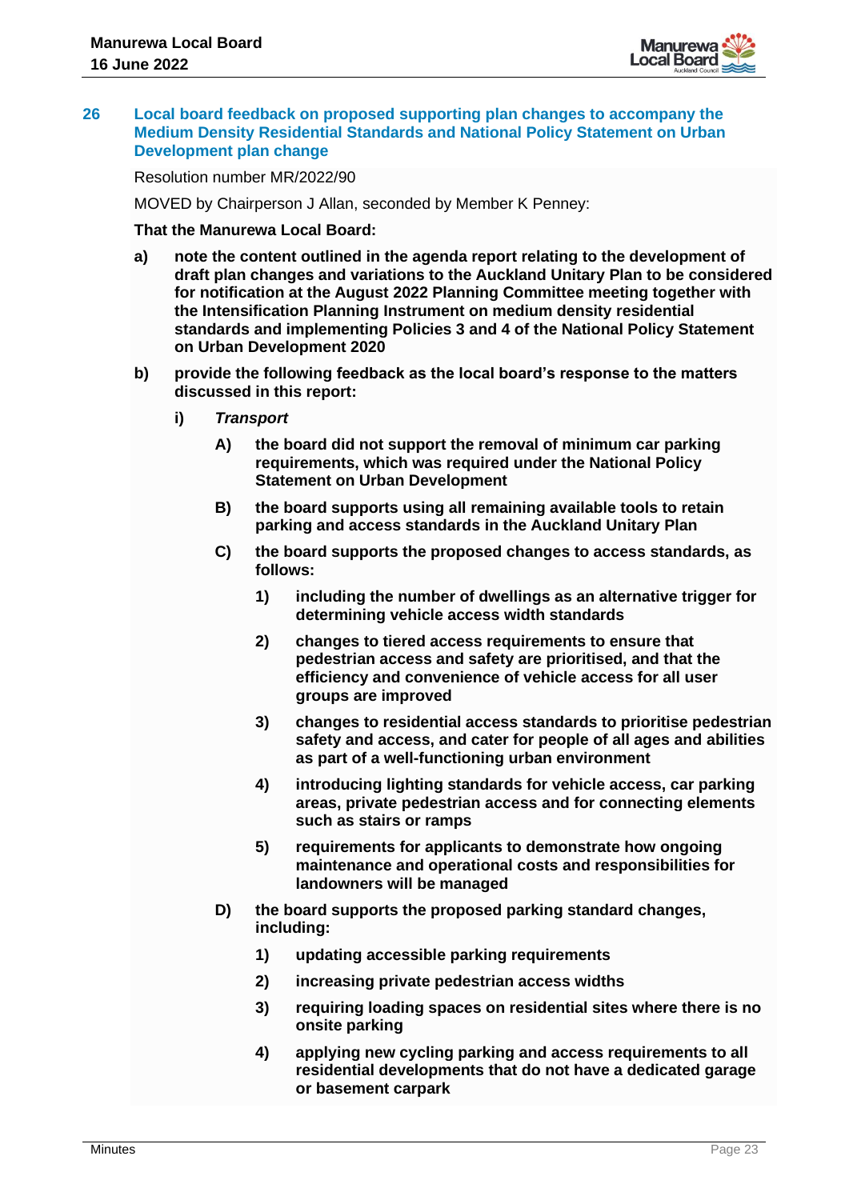## 26 Local board feedback on proposed supporting plan changes to accompany the Medium Density Residential Standards and National Policy Statement on Urban Development plan change

Resolution number MR/2022/90

MOVED by Chairperson J Allan, seconded by Member K Penney:

**That the Manurewa Local Board:**

**a)** **note the content outlined in the agenda report relating to the development of draft plan changes and variations to the Auckland Unitary Plan to be considered for notification at the August 2022 Planning Committee meeting together with the Intensification Planning Instrument on medium density residential standards and implementing Policies 3 and 4 of the National Policy Statement on Urban Development 2020**

**b)** **provide the following feedback as the local board's response to the matters discussed in this report:**

**i)** ***Transport***

**A)** **the board did not support the removal of minimum car parking requirements, which was required under the National Policy Statement on Urban Development**

**B)** **the board supports using all remaining available tools to retain parking and access standards in the Auckland Unitary Plan**

**C)** **the board supports the proposed changes to access standards, as follows:**

**1)** **including the number of dwellings as an alternative trigger for determining vehicle access width standards**

**2)** **changes to tiered access requirements to ensure that pedestrian access and safety are prioritised, and that the efficiency and convenience of vehicle access for all user groups are improved**

**3)** **changes to residential access standards to prioritise pedestrian safety and access, and cater for people of all ages and abilities as part of a well-functioning urban environment**

**4)** **introducing lighting standards for vehicle access, car parking areas, private pedestrian access and for connecting elements such as stairs or ramps**

**5)** **requirements for applicants to demonstrate how ongoing maintenance and operational costs and responsibilities for landowners will be managed**

**D)** **the board supports the proposed parking standard changes, including:**

**1)** **updating accessible parking requirements**

**2)** **increasing private pedestrian access widths**

**3)** **requiring loading spaces on residential sites where there is no onsite parking**

**4)** **applying new cycling parking and access requirements to all residential developments that do not have a dedicated garage or basement carpark**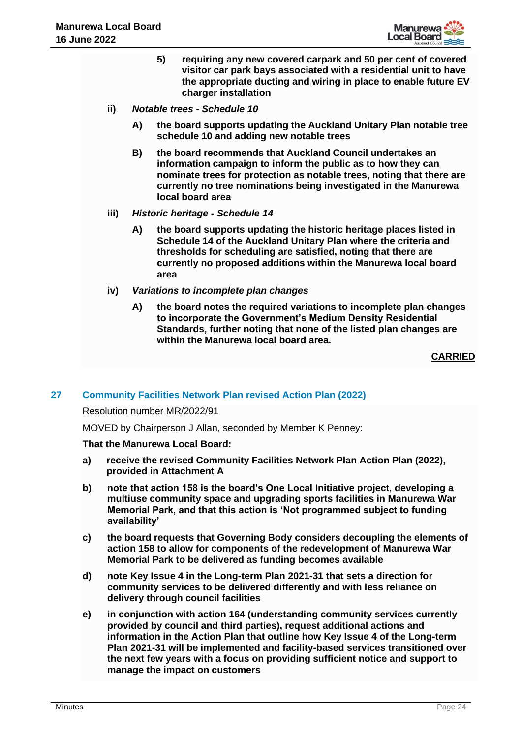5) **requiring any new covered carpark and 50 per cent of covered visitor car park bays associated with a residential unit to have the appropriate ducting and wiring in place to enable future EV charger installation**

ii) ***Notable trees - Schedule 10***

A) **the board supports updating the Auckland Unitary Plan notable tree schedule 10 and adding new notable trees**

B) **the board recommends that Auckland Council undertakes an information campaign to inform the public as to how they can nominate trees for protection as notable trees, noting that there are currently no tree nominations being investigated in the Manurewa local board area**

iii) ***Historic heritage - Schedule 14***

A) **the board supports updating the historic heritage places listed in Schedule 14 of the Auckland Unitary Plan where the criteria and thresholds for scheduling are satisfied, noting that there are currently no proposed additions within the Manurewa local board area**

iv) ***Variations to incomplete plan changes***

A) **the board notes the required variations to incomplete plan changes to incorporate the Government's Medium Density Residential Standards, further noting that none of the listed plan changes are within the Manurewa local board area.**

**CARRIED**

## 27 Community Facilities Network Plan revised Action Plan (2022)

Resolution number MR/2022/91

MOVED by Chairperson J Allan, seconded by Member K Penney:

**That the Manurewa Local Board:**

a) **receive the revised Community Facilities Network Plan Action Plan (2022), provided in Attachment A**

b) **note that action 158 is the board's One Local Initiative project, developing a multiuse community space and upgrading sports facilities in Manurewa War Memorial Park, and that this action is 'Not programmed subject to funding availability'**

c) **the board requests that Governing Body considers decoupling the elements of action 158 to allow for components of the redevelopment of Manurewa War Memorial Park to be delivered as funding becomes available**

d) **note Key Issue 4 in the Long-term Plan 2021-31 that sets a direction for community services to be delivered differently and with less reliance on delivery through council facilities**

e) **in conjunction with action 164 (understanding community services currently provided by council and third parties), request additional actions and information in the Action Plan that outline how Key Issue 4 of the Long-term Plan 2021-31 will be implemented and facility-based services transitioned over the next few years with a focus on providing sufficient notice and support to manage the impact on customers**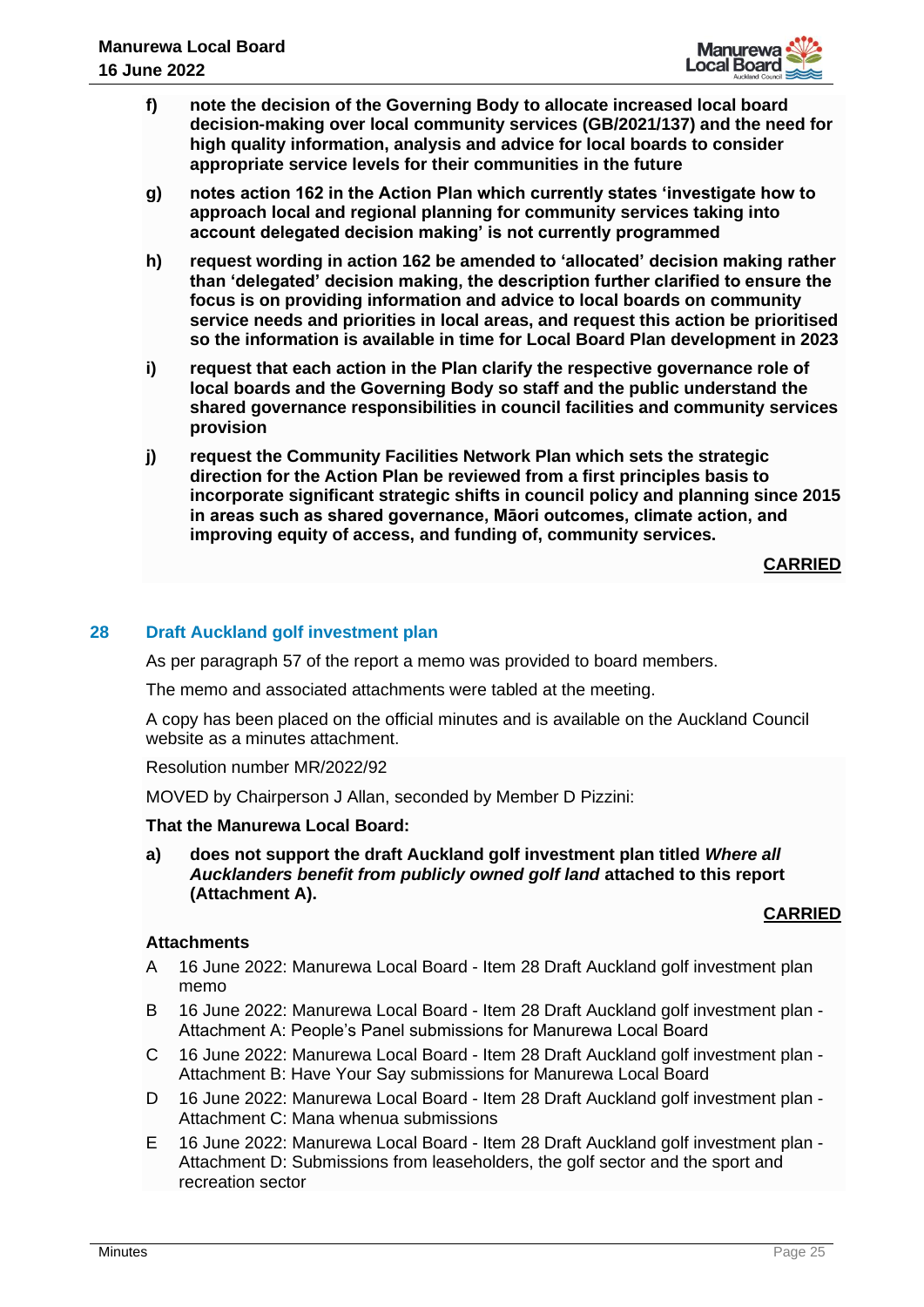**f) note the decision of the Governing Body to allocate increased local board decision-making over local community services (GB/2021/137) and the need for high quality information, analysis and advice for local boards to consider appropriate service levels for their communities in the future**

**g) notes action 162 in the Action Plan which currently states 'investigate how to approach local and regional planning for community services taking into account delegated decision making' is not currently programmed**

**h) request wording in action 162 be amended to 'allocated' decision making rather than 'delegated' decision making, the description further clarified to ensure the focus is on providing information and advice to local boards on community service needs and priorities in local areas, and request this action be prioritised so the information is available in time for Local Board Plan development in 2023**

**i) request that each action in the Plan clarify the respective governance role of local boards and the Governing Body so staff and the public understand the shared governance responsibilities in council facilities and community services provision**

**j) request the Community Facilities Network Plan which sets the strategic direction for the Action Plan be reviewed from a first principles basis to incorporate significant strategic shifts in council policy and planning since 2015 in areas such as shared governance, Māori outcomes, climate action, and improving equity of access, and funding of, community services.**

**CARRIED**

## 28 Draft Auckland golf investment plan

As per paragraph 57 of the report a memo was provided to board members.

The memo and associated attachments were tabled at the meeting.

A copy has been placed on the official minutes and is available on the Auckland Council website as a minutes attachment.

Resolution number MR/2022/92

MOVED by Chairperson J Allan, seconded by Member D Pizzini:

**That the Manurewa Local Board:**

**a) does not support the draft Auckland golf investment plan titled *Where all Aucklanders benefit from publicly owned golf land* attached to this report (Attachment A).**

**CARRIED**

**Attachments**

A 16 June 2022: Manurewa Local Board - Item 28 Draft Auckland golf investment plan memo

B 16 June 2022: Manurewa Local Board - Item 28 Draft Auckland golf investment plan - Attachment A: People's Panel submissions for Manurewa Local Board

C 16 June 2022: Manurewa Local Board - Item 28 Draft Auckland golf investment plan - Attachment B: Have Your Say submissions for Manurewa Local Board

D 16 June 2022: Manurewa Local Board - Item 28 Draft Auckland golf investment plan - Attachment C: Mana whenua submissions

E 16 June 2022: Manurewa Local Board - Item 28 Draft Auckland golf investment plan - Attachment D: Submissions from leaseholders, the golf sector and the sport and recreation sector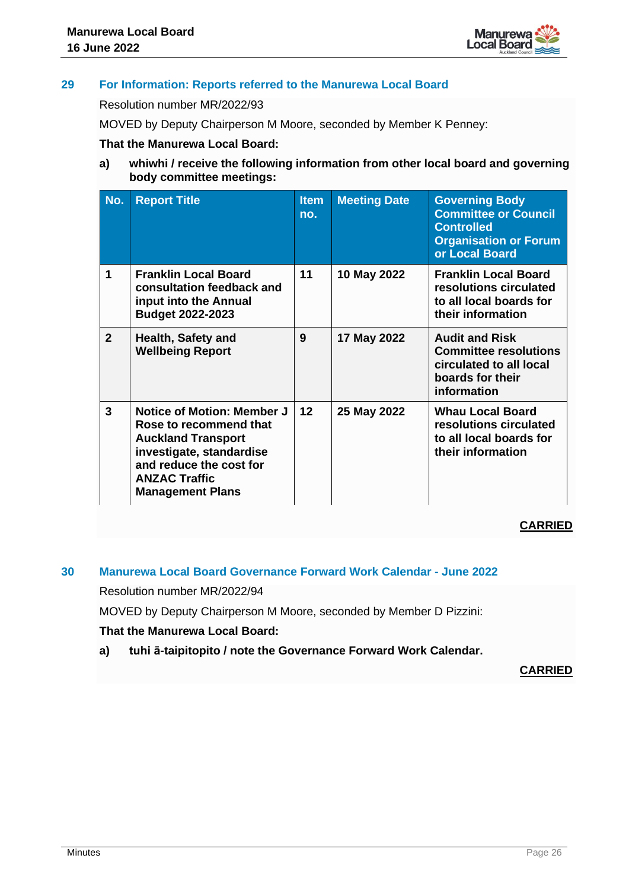## 29 For Information: Reports referred to the Manurewa Local Board

Resolution number MR/2022/93

MOVED by Deputy Chairperson M Moore, seconded by Member K Penney:

**That the Manurewa Local Board:**

**a) whiwhi / receive the following information from other local board and governing body committee meetings:**

| No. | Report Title | Item no. | Meeting Date | Governing Body Committee or Council Controlled Organisation or Forum or Local Board |
|---|---|---|---|---|
| **1** | **Franklin Local Board consultation feedback and input into the Annual Budget 2022-2023** | **11** | **10 May 2022** | **Franklin Local Board resolutions circulated to all local boards for their information** |
| **2** | **Health, Safety and Wellbeing Report** | **9** | **17 May 2022** | **Audit and Risk Committee resolutions circulated to all local boards for their information** |
| **3** | **Notice of Motion: Member J Rose to recommend that Auckland Transport investigate, standardise and reduce the cost for ANZAC Traffic Management Plans** | **12** | **25 May 2022** | **Whau Local Board resolutions circulated to all local boards for their information** |

**CARRIED**

## 30 Manurewa Local Board Governance Forward Work Calendar - June 2022

Resolution number MR/2022/94

MOVED by Deputy Chairperson M Moore, seconded by Member D Pizzini:

**That the Manurewa Local Board:**

**a) tuhi ā-taipitopito / note the Governance Forward Work Calendar.**

**CARRIED**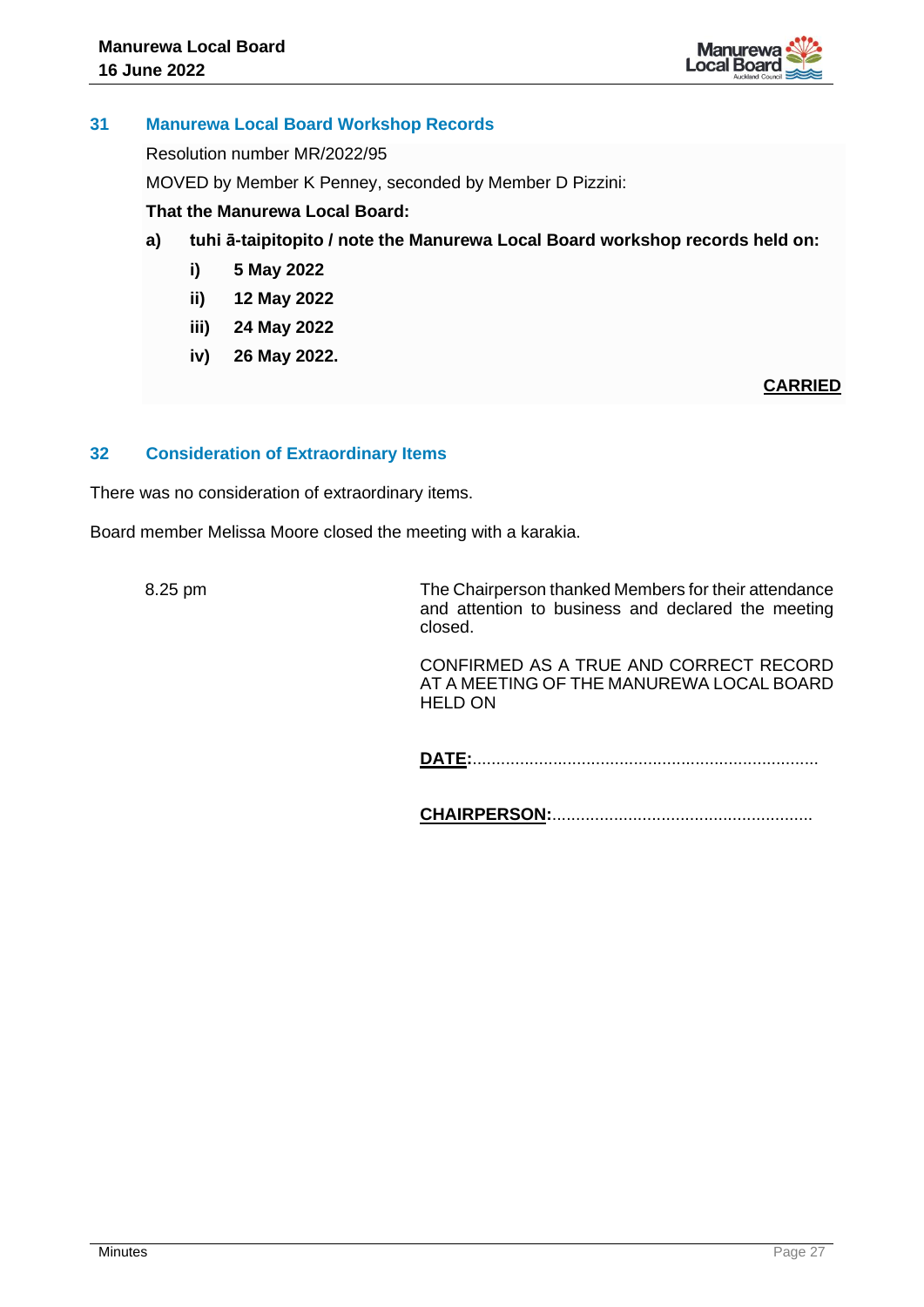## 31 Manurewa Local Board Workshop Records

Resolution number MR/2022/95

MOVED by Member K Penney, seconded by Member D Pizzini:

**That the Manurewa Local Board:**

**a) tuhi ā-taipitopito / note the Manurewa Local Board workshop records held on:**

**i) 5 May 2022**

**ii) 12 May 2022**

**iii) 24 May 2022**

**iv) 26 May 2022.**

**CARRIED**

## 32 Consideration of Extraordinary Items

There was no consideration of extraordinary items.

Board member Melissa Moore closed the meeting with a karakia.

8.25 pm

The Chairperson thanked Members for their attendance and attention to business and declared the meeting closed.

CONFIRMED AS A TRUE AND CORRECT RECORD AT A MEETING OF THE MANUREWA LOCAL BOARD HELD ON

**DATE:**.........................................................................

**CHAIRPERSON:**.......................................................